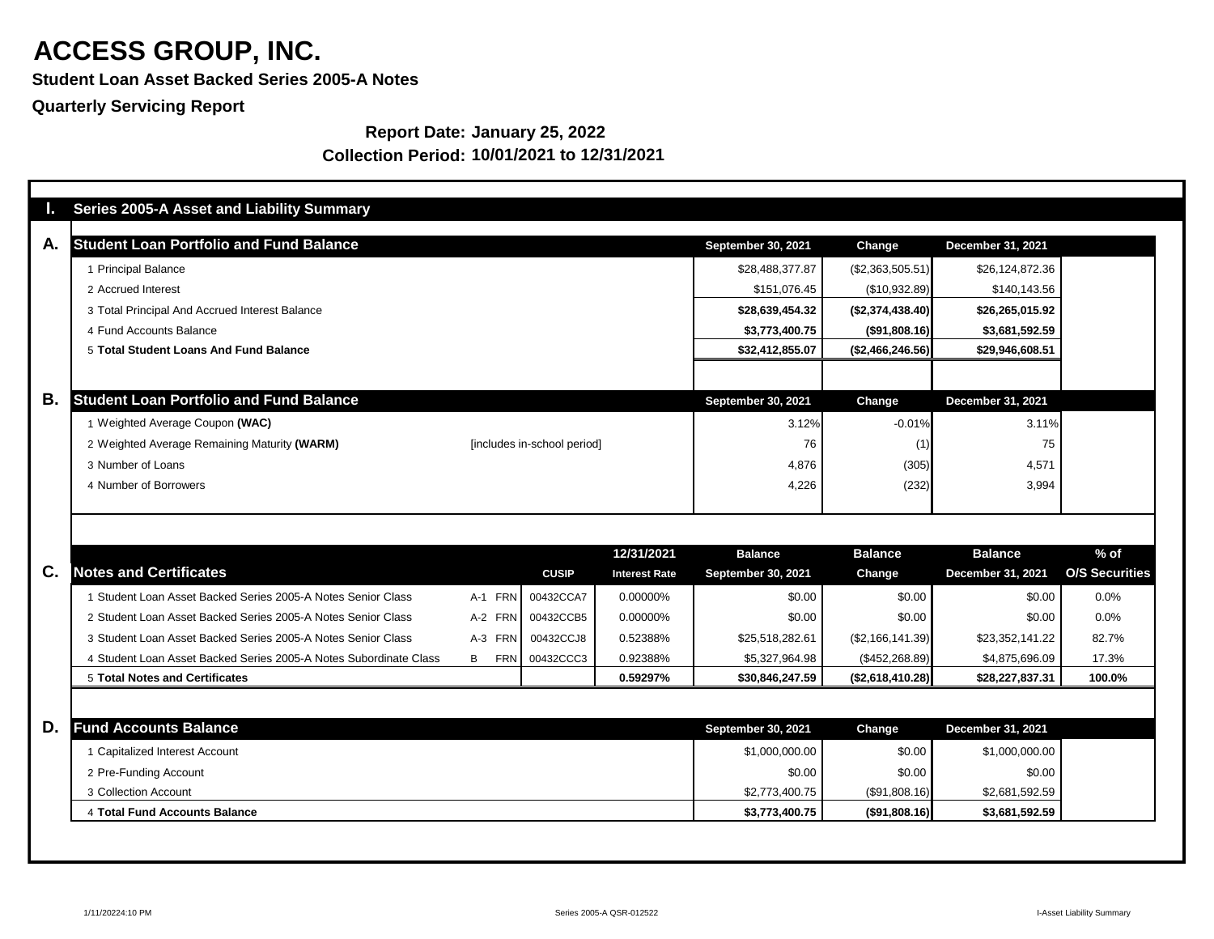# ACCESS GROUP, INC.

**Student Loan Asset Backed Series 2005-A Notes**

**Quarterly Servicing Report**

**Report Date: January 25, 2022**

**Collection Period: 10/01/2021 to 12/31/2021**

## I. Series 2005-A Asset and Liability Summary

### A. Student Loan Portfolio and Fund Balance

| | September 30, 2021 | Change | December 31, 2021 |
|---|---|---|---|
| 1 Principal Balance | $28,488,377.87 | ($2,363,505.51) | $26,124,872.36 |
| 2 Accrued Interest | $151,076.45 | ($10,932.89) | $140,143.56 |
| 3 Total Principal And Accrued Interest Balance | **$28,639,454.32** | **($2,374,438.40)** | **$26,265,015.92** |
| 4 Fund Accounts Balance | **$3,773,400.75** | **($91,808.16)** | **$3,681,592.59** |
| 5 **Total Student Loans And Fund Balance** | **$32,412,855.07** | **($2,466,246.56)** | **$29,946,608.51** |

### B. Student Loan Portfolio and Fund Balance

| | | September 30, 2021 | Change | December 31, 2021 |
|---|---|---|---|---|
| 1 Weighted Average Coupon **(WAC)** | | 3.12% | -0.01% | 3.11% |
| 2 Weighted Average Remaining Maturity **(WARM)** | [includes in-school period] | 76 | (1) | 75 |
| 3 Number of Loans | | 4,876 | (305) | 4,571 |
| 4 Number of Borrowers | | 4,226 | (232) | 3,994 |

### C. Notes and Certificates

| | | CUSIP | 12/31/2021 Interest Rate | Balance September 30, 2021 | Balance Change | Balance December 31, 2021 | % of O/S Securities |
|---|---|---|---|---|---|---|---|
| 1 Student Loan Asset Backed Series 2005-A Notes Senior Class | A-1 FRN | 00432CCA7 | 0.00000% | $0.00 | $0.00 | $0.00 | 0.0% |
| 2 Student Loan Asset Backed Series 2005-A Notes Senior Class | A-2 FRN | 00432CCB5 | 0.00000% | $0.00 | $0.00 | $0.00 | 0.0% |
| 3 Student Loan Asset Backed Series 2005-A Notes Senior Class | A-3 FRN | 00432CCJ8 | 0.52388% | $25,518,282.61 | ($2,166,141.39) | $23,352,141.22 | 82.7% |
| 4 Student Loan Asset Backed Series 2005-A Notes Subordinate Class | B FRN | 00432CCC3 | 0.92388% | $5,327,964.98 | ($452,268.89) | $4,875,696.09 | 17.3% |
| 5 **Total Notes and Certificates** | | | **0.59297%** | **$30,846,247.59** | **($2,618,410.28)** | **$28,227,837.31** | **100.0%** |

### D. Fund Accounts Balance

| | September 30, 2021 | Change | December 31, 2021 |
|---|---|---|---|
| 1 Capitalized Interest Account | $1,000,000.00 | $0.00 | $1,000,000.00 |
| 2 Pre-Funding Account | $0.00 | $0.00 | $0.00 |
| 3 Collection Account | $2,773,400.75 | ($91,808.16) | $2,681,592.59 |
| 4 **Total Fund Accounts Balance** | **$3,773,400.75** | **($91,808.16)** | **$3,681,592.59** |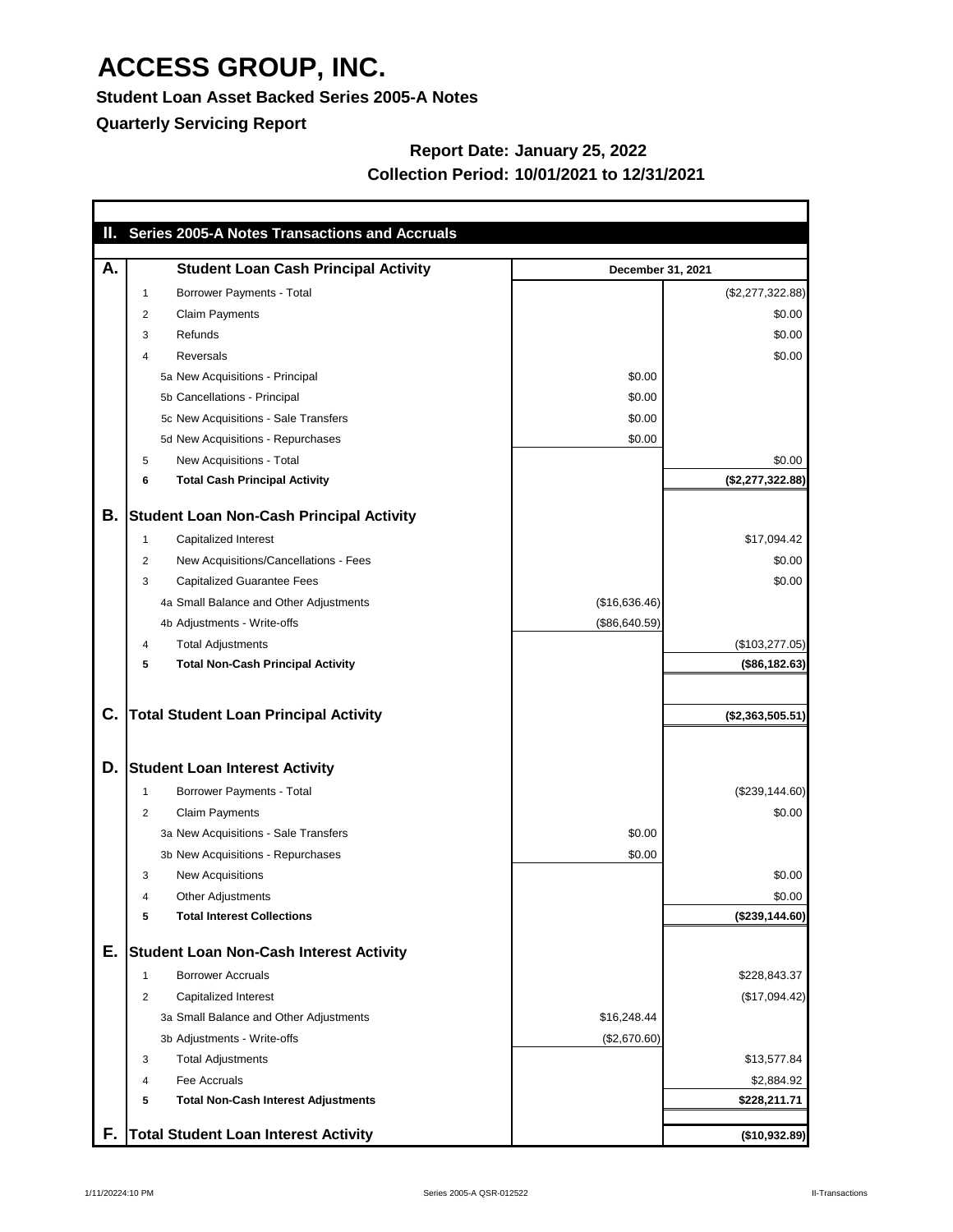# ACCESS GROUP, INC.

**Student Loan Asset Backed Series 2005-A Notes**

**Quarterly Servicing Report**

**Report Date: January 25, 2022**

**Collection Period: 10/01/2021 to 12/31/2021**

## II. Series 2005-A Notes Transactions and Accruals

| | | | December 31, 2021 | |
|---|---|---|---|---|
| **A.** | | **Student Loan Cash Principal Activity** | | |
| | 1 | Borrower Payments - Total | | ($2,277,322.88) |
| | 2 | Claim Payments | | $0.00 |
| | 3 | Refunds | | $0.00 |
| | 4 | Reversals | | $0.00 |
| | 5a | New Acquisitions - Principal | $0.00 | |
| | 5b | Cancellations - Principal | $0.00 | |
| | 5c | New Acquisitions - Sale Transfers | $0.00 | |
| | 5d | New Acquisitions - Repurchases | $0.00 | |
| | 5 | New Acquisitions - Total | | $0.00 |
| | **6** | **Total Cash Principal Activity** | | **($2,277,322.88)** |
| **B.** | | **Student Loan Non-Cash Principal Activity** | | |
| | 1 | Capitalized Interest | | $17,094.42 |
| | 2 | New Acquisitions/Cancellations - Fees | | $0.00 |
| | 3 | Capitalized Guarantee Fees | | $0.00 |
| | 4a | Small Balance and Other Adjustments | ($16,636.46) | |
| | 4b | Adjustments - Write-offs | ($86,640.59) | |
| | 4 | Total Adjustments | | ($103,277.05) |
| | **5** | **Total Non-Cash Principal Activity** | | **($86,182.63)** |
| **C.** | | **Total Student Loan Principal Activity** | | **($2,363,505.51)** |
| **D.** | | **Student Loan Interest Activity** | | |
| | 1 | Borrower Payments - Total | | ($239,144.60) |
| | 2 | Claim Payments | | $0.00 |
| | 3a | New Acquisitions - Sale Transfers | $0.00 | |
| | 3b | New Acquisitions - Repurchases | $0.00 | |
| | 3 | New Acquisitions | | $0.00 |
| | 4 | Other Adjustments | | $0.00 |
| | **5** | **Total Interest Collections** | | **($239,144.60)** |
| **E.** | | **Student Loan Non-Cash Interest Activity** | | |
| | 1 | Borrower Accruals | | $228,843.37 |
| | 2 | Capitalized Interest | | ($17,094.42) |
| | 3a | Small Balance and Other Adjustments | $16,248.44 | |
| | 3b | Adjustments - Write-offs | ($2,670.60) | |
| | 3 | Total Adjustments | | $13,577.84 |
| | 4 | Fee Accruals | | $2,884.92 |
| | **5** | **Total Non-Cash Interest Adjustments** | | **$228,211.71** |
| **F.** | | **Total Student Loan Interest Activity** | | **($10,932.89)** |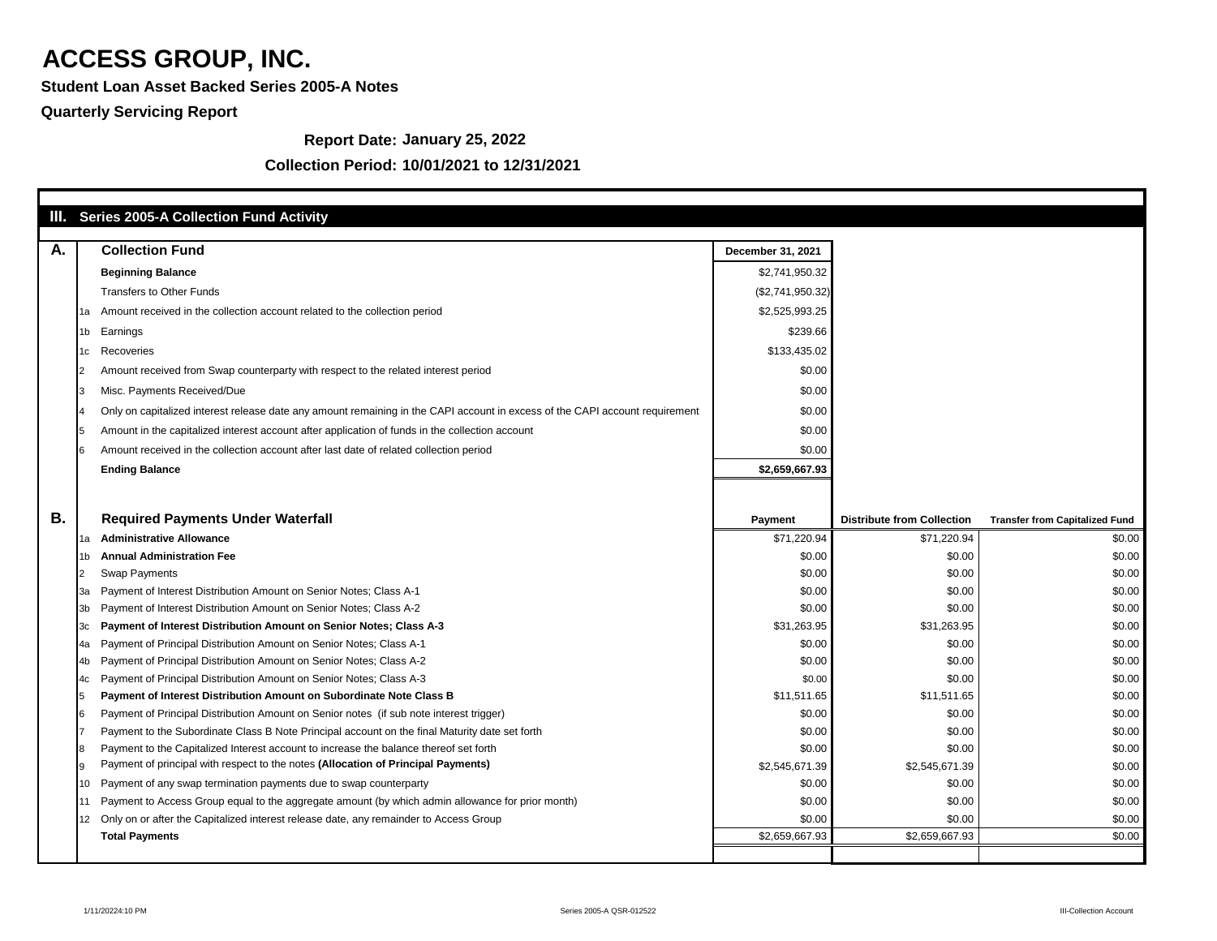# ACCESS GROUP, INC.

**Student Loan Asset Backed Series 2005-A Notes**

**Quarterly Servicing Report**

**Report Date: January 25, 2022**

**Collection Period: 10/01/2021 to 12/31/2021**

## III. Series 2005-A Collection Fund Activity

| | | | December 31, 2021 |
|---|---|---|---|
| **A.** | | **Collection Fund** | |
| | | **Beginning Balance** | $2,741,950.32 |
| | | Transfers to Other Funds | ($2,741,950.32) |
| | 1a | Amount received in the collection account related to the collection period | $2,525,993.25 |
| | 1b | Earnings | $239.66 |
| | 1c | Recoveries | $133,435.02 |
| | 2 | Amount received from Swap counterparty with respect to the related interest period | $0.00 |
| | 3 | Misc. Payments Received/Due | $0.00 |
| | 4 | Only on capitalized interest release date any amount remaining in the CAPI account in excess of the CAPI account requirement | $0.00 |
| | 5 | Amount in the capitalized interest account after application of funds in the collection account | $0.00 |
| | 6 | Amount received in the collection account after last date of related collection period | $0.00 |
| | | **Ending Balance** | **$2,659,667.93** |

| | | | Payment | Distribute from Collection | Transfer from Capitalized Fund |
|---|---|---|---|---|---|
| **B.** | | **Required Payments Under Waterfall** | | | |
| | 1a | **Administrative Allowance** | $71,220.94 | $71,220.94 | $0.00 |
| | 1b | **Annual Administration Fee** | $0.00 | $0.00 | $0.00 |
| | 2 | Swap Payments | $0.00 | $0.00 | $0.00 |
| | 3a | Payment of Interest Distribution Amount on Senior Notes; Class A-1 | $0.00 | $0.00 | $0.00 |
| | 3b | Payment of Interest Distribution Amount on Senior Notes; Class A-2 | $0.00 | $0.00 | $0.00 |
| | 3c | **Payment of Interest Distribution Amount on Senior Notes; Class A-3** | $31,263.95 | $31,263.95 | $0.00 |
| | 4a | Payment of Principal Distribution Amount on Senior Notes; Class A-1 | $0.00 | $0.00 | $0.00 |
| | 4b | Payment of Principal Distribution Amount on Senior Notes; Class A-2 | $0.00 | $0.00 | $0.00 |
| | 4c | Payment of Principal Distribution Amount on Senior Notes; Class A-3 | $0.00 | $0.00 | $0.00 |
| | 5 | **Payment of Interest Distribution Amount on Subordinate Note Class B** | $11,511.65 | $11,511.65 | $0.00 |
| | 6 | Payment of Principal Distribution Amount on Senior notes (if sub note interest trigger) | $0.00 | $0.00 | $0.00 |
| | 7 | Payment to the Subordinate Class B Note Principal account on the final Maturity date set forth | $0.00 | $0.00 | $0.00 |
| | 8 | Payment to the Capitalized Interest account to increase the balance thereof set forth | $0.00 | $0.00 | $0.00 |
| | 9 | Payment of principal with respect to the notes **(Allocation of Principal Payments)** | $2,545,671.39 | $2,545,671.39 | $0.00 |
| | 10 | Payment of any swap termination payments due to swap counterparty | $0.00 | $0.00 | $0.00 |
| | 11 | Payment to Access Group equal to the aggregate amount (by which admin allowance for prior month) | $0.00 | $0.00 | $0.00 |
| | 12 | Only on or after the Capitalized interest release date, any remainder to Access Group | $0.00 | $0.00 | $0.00 |
| | | **Total Payments** | $2,659,667.93 | $2,659,667.93 | $0.00 |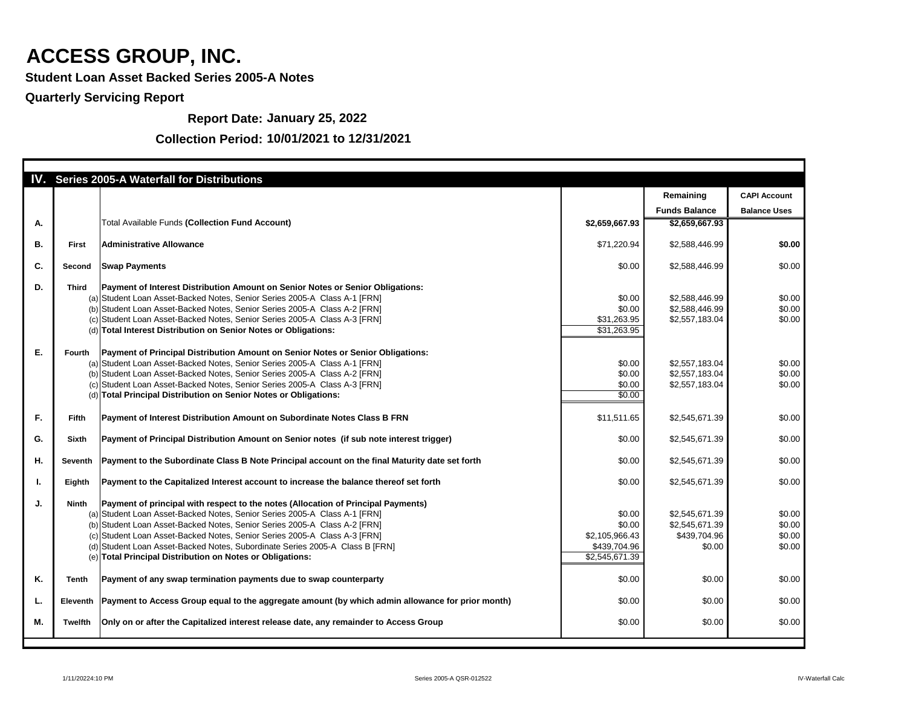# ACCESS GROUP, INC.

**Student Loan Asset Backed Series 2005-A Notes**

**Quarterly Servicing Report**

**Report Date: January 25, 2022**

**Collection Period: 10/01/2021 to 12/31/2021**

## IV. Series 2005-A Waterfall for Distributions

| | | | | Remaining Funds Balance | CAPI Account Balance Uses |
|---|---|---|---|---|---|
| A. | | Total Available Funds **(Collection Fund Account)** | **$2,659,667.93** | **$2,659,667.93** | |
| B. | **First** | **Administrative Allowance** | $71,220.94 | $2,588,446.99 | **$0.00** |
| C. | **Second** | **Swap Payments** | $0.00 | $2,588,446.99 | $0.00 |
| D. | **Third** | **Payment of Interest Distribution Amount on Senior Notes or Senior Obligations:** | | | |
| | (a) | Student Loan Asset-Backed Notes, Senior Series 2005-A Class A-1 [FRN] | $0.00 | $2,588,446.99 | $0.00 |
| | (b) | Student Loan Asset-Backed Notes, Senior Series 2005-A Class A-2 [FRN] | $0.00 | $2,588,446.99 | $0.00 |
| | (c) | Student Loan Asset-Backed Notes, Senior Series 2005-A Class A-3 [FRN] | $31,263.95 | $2,557,183.04 | $0.00 |
| | (d) | **Total Interest Distribution on Senior Notes or Obligations:** | $31,263.95 | | |
| E. | **Fourth** | **Payment of Principal Distribution Amount on Senior Notes or Senior Obligations:** | | | |
| | (a) | Student Loan Asset-Backed Notes, Senior Series 2005-A Class A-1 [FRN] | $0.00 | $2,557,183.04 | $0.00 |
| | (b) | Student Loan Asset-Backed Notes, Senior Series 2005-A Class A-2 [FRN] | $0.00 | $2,557,183.04 | $0.00 |
| | (c) | Student Loan Asset-Backed Notes, Senior Series 2005-A Class A-3 [FRN] | $0.00 | $2,557,183.04 | $0.00 |
| | (d) | **Total Principal Distribution on Senior Notes or Obligations:** | $0.00 | | |
| F. | **Fifth** | **Payment of Interest Distribution Amount on Subordinate Notes Class B FRN** | $11,511.65 | $2,545,671.39 | $0.00 |
| G. | **Sixth** | **Payment of Principal Distribution Amount on Senior notes (if sub note interest trigger)** | $0.00 | $2,545,671.39 | $0.00 |
| H. | **Seventh** | **Payment to the Subordinate Class B Note Principal account on the final Maturity date set forth** | $0.00 | $2,545,671.39 | $0.00 |
| I. | **Eighth** | **Payment to the Capitalized Interest account to increase the balance thereof set forth** | $0.00 | $2,545,671.39 | $0.00 |
| J. | **Ninth** | **Payment of principal with respect to the notes (Allocation of Principal Payments)** | | | |
| | (a) | Student Loan Asset-Backed Notes, Senior Series 2005-A Class A-1 [FRN] | $0.00 | $2,545,671.39 | $0.00 |
| | (b) | Student Loan Asset-Backed Notes, Senior Series 2005-A Class A-2 [FRN] | $0.00 | $2,545,671.39 | $0.00 |
| | (c) | Student Loan Asset-Backed Notes, Senior Series 2005-A Class A-3 [FRN] | $2,105,966.43 | $439,704.96 | $0.00 |
| | (d) | Student Loan Asset-Backed Notes, Subordinate Series 2005-A Class B [FRN] | $439,704.96 | $0.00 | $0.00 |
| | (e) | **Total Principal Distribution on Notes or Obligations:** | $2,545,671.39 | | |
| K. | **Tenth** | **Payment of any swap termination payments due to swap counterparty** | $0.00 | $0.00 | $0.00 |
| L. | **Eleventh** | **Payment to Access Group equal to the aggregate amount (by which admin allowance for prior month)** | $0.00 | $0.00 | $0.00 |
| M. | **Twelfth** | **Only on or after the Capitalized interest release date, any remainder to Access Group** | $0.00 | $0.00 | $0.00 |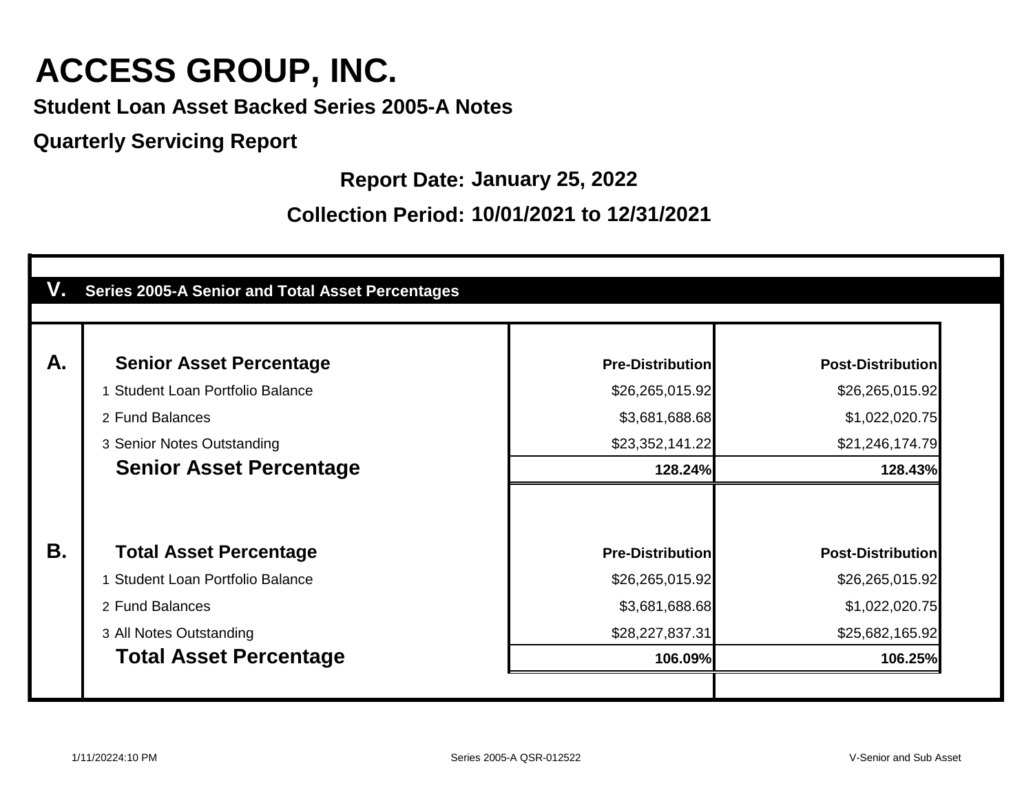# ACCESS GROUP, INC.

**Student Loan Asset Backed Series 2005-A Notes**

**Quarterly Servicing Report**

**Report Date:** January 25, 2022

**Collection Period:** 10/01/2021 to 12/31/2021

## V. Series 2005-A Senior and Total Asset Percentages

| | | | Pre-Distribution | Post-Distribution |
|---|---|---|---|---|
| **A.** | | **Senior Asset Percentage** | | |
| | 1 | Student Loan Portfolio Balance | $26,265,015.92 | $26,265,015.92 |
| | 2 | Fund Balances | $3,681,688.68 | $1,022,020.75 |
| | 3 | Senior Notes Outstanding | $23,352,141.22 | $21,246,174.79 |
| | | **Senior Asset Percentage** | **128.24%** | **128.43%** |

| | | | Pre-Distribution | Post-Distribution |
|---|---|---|---|---|
| **B.** | | **Total Asset Percentage** | | |
| | 1 | Student Loan Portfolio Balance | $26,265,015.92 | $26,265,015.92 |
| | 2 | Fund Balances | $3,681,688.68 | $1,022,020.75 |
| | 3 | All Notes Outstanding | $28,227,837.31 | $25,682,165.92 |
| | | **Total Asset Percentage** | **106.09%** | **106.25%** |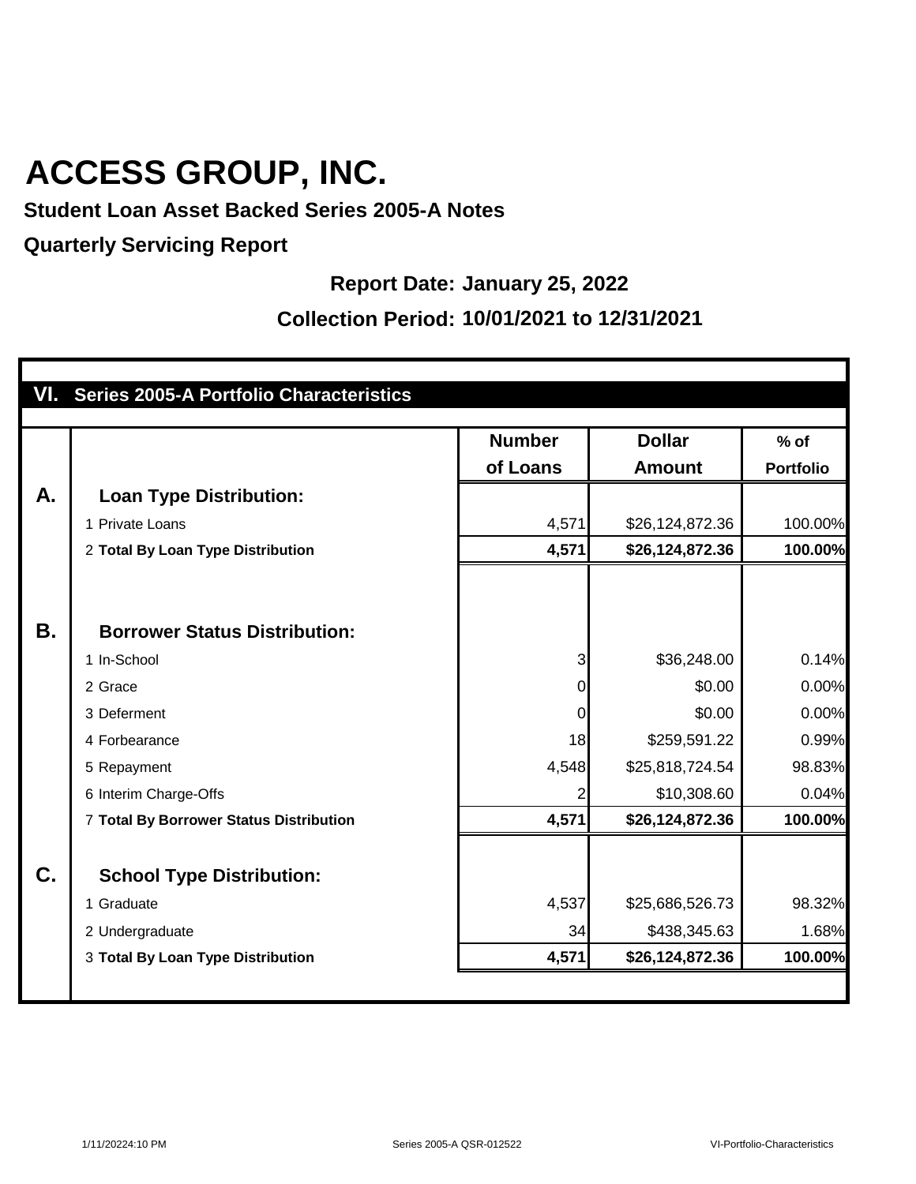# ACCESS GROUP, INC.

**Student Loan Asset Backed Series 2005-A Notes**

**Quarterly Servicing Report**

**Report Date: January 25, 2022**

**Collection Period: 10/01/2021 to 12/31/2021**

## VI. Series 2005-A Portfolio Characteristics

| | | Number of Loans | Dollar Amount | % of Portfolio |
|---|---|---|---|---|
| **A.** | **Loan Type Distribution:** | | | |
| | 1 Private Loans | 4,571 | $26,124,872.36 | 100.00% |
| | 2 **Total By Loan Type Distribution** | **4,571** | **$26,124,872.36** | **100.00%** |
| **B.** | **Borrower Status Distribution:** | | | |
| | 1 In-School | 3 | $36,248.00 | 0.14% |
| | 2 Grace | 0 | $0.00 | 0.00% |
| | 3 Deferment | 0 | $0.00 | 0.00% |
| | 4 Forbearance | 18 | $259,591.22 | 0.99% |
| | 5 Repayment | 4,548 | $25,818,724.54 | 98.83% |
| | 6 Interim Charge-Offs | 2 | $10,308.60 | 0.04% |
| | 7 **Total By Borrower Status Distribution** | **4,571** | **$26,124,872.36** | **100.00%** |
| **C.** | **School Type Distribution:** | | | |
| | 1 Graduate | 4,537 | $25,686,526.73 | 98.32% |
| | 2 Undergraduate | 34 | $438,345.63 | 1.68% |
| | 3 **Total By Loan Type Distribution** | **4,571** | **$26,124,872.36** | **100.00%** |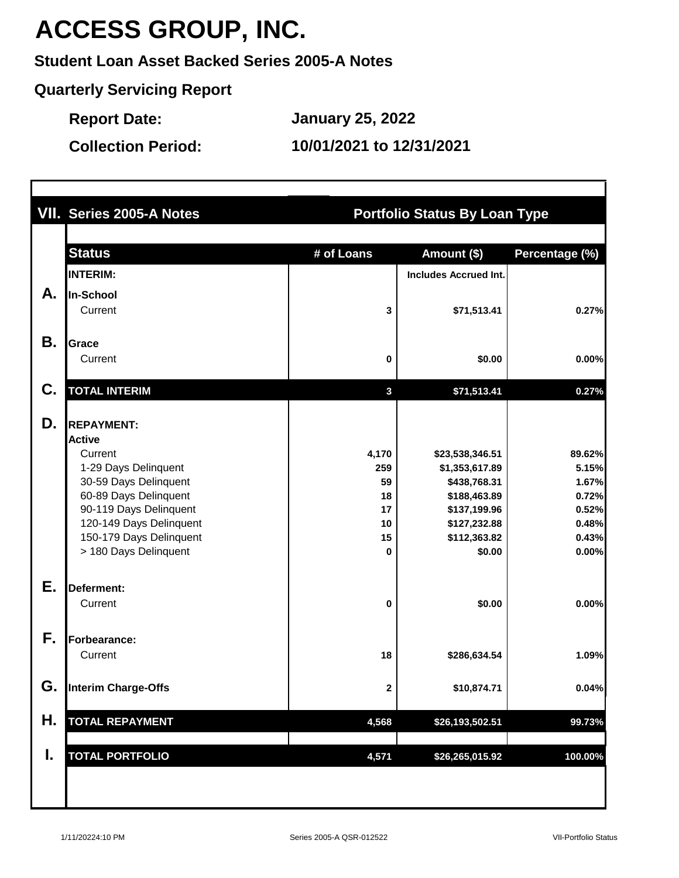# ACCESS GROUP, INC.

**Student Loan Asset Backed Series 2005-A Notes**

**Quarterly Servicing Report**

**Report Date:** January 25, 2022

**Collection Period:** 10/01/2021 to 12/31/2021

| VII. | Series 2005-A Notes | Portfolio Status By Loan Type | | |
|---|---|---|---|---|
| | **Status** | **# of Loans** | **Amount ($)** | **Percentage (%)** |
| | **INTERIM:** | | **Includes Accrued Int.** | |
| **A.** | **In-School** | | | |
| | Current | 3 | $71,513.41 | 0.27% |
| **B.** | **Grace** | | | |
| | Current | 0 | $0.00 | 0.00% |
| **C.** | **TOTAL INTERIM** | 3 | $71,513.41 | 0.27% |
| **D.** | **REPAYMENT:** | | | |
| | **Active** | | | |
| | Current | 4,170 | $23,538,346.51 | 89.62% |
| | 1-29 Days Delinquent | 259 | $1,353,617.89 | 5.15% |
| | 30-59 Days Delinquent | 59 | $438,768.31 | 1.67% |
| | 60-89 Days Delinquent | 18 | $188,463.89 | 0.72% |
| | 90-119 Days Delinquent | 17 | $137,199.96 | 0.52% |
| | 120-149 Days Delinquent | 10 | $127,232.88 | 0.48% |
| | 150-179 Days Delinquent | 15 | $112,363.82 | 0.43% |
| | > 180 Days Delinquent | 0 | $0.00 | 0.00% |
| **E.** | **Deferment:** | | | |
| | Current | 0 | $0.00 | 0.00% |
| **F.** | **Forbearance:** | | | |
| | Current | 18 | $286,634.54 | 1.09% |
| **G.** | **Interim Charge-Offs** | 2 | $10,874.71 | 0.04% |
| **H.** | **TOTAL REPAYMENT** | 4,568 | $26,193,502.51 | 99.73% |
| **I.** | **TOTAL PORTFOLIO** | 4,571 | $26,265,015.92 | 100.00% |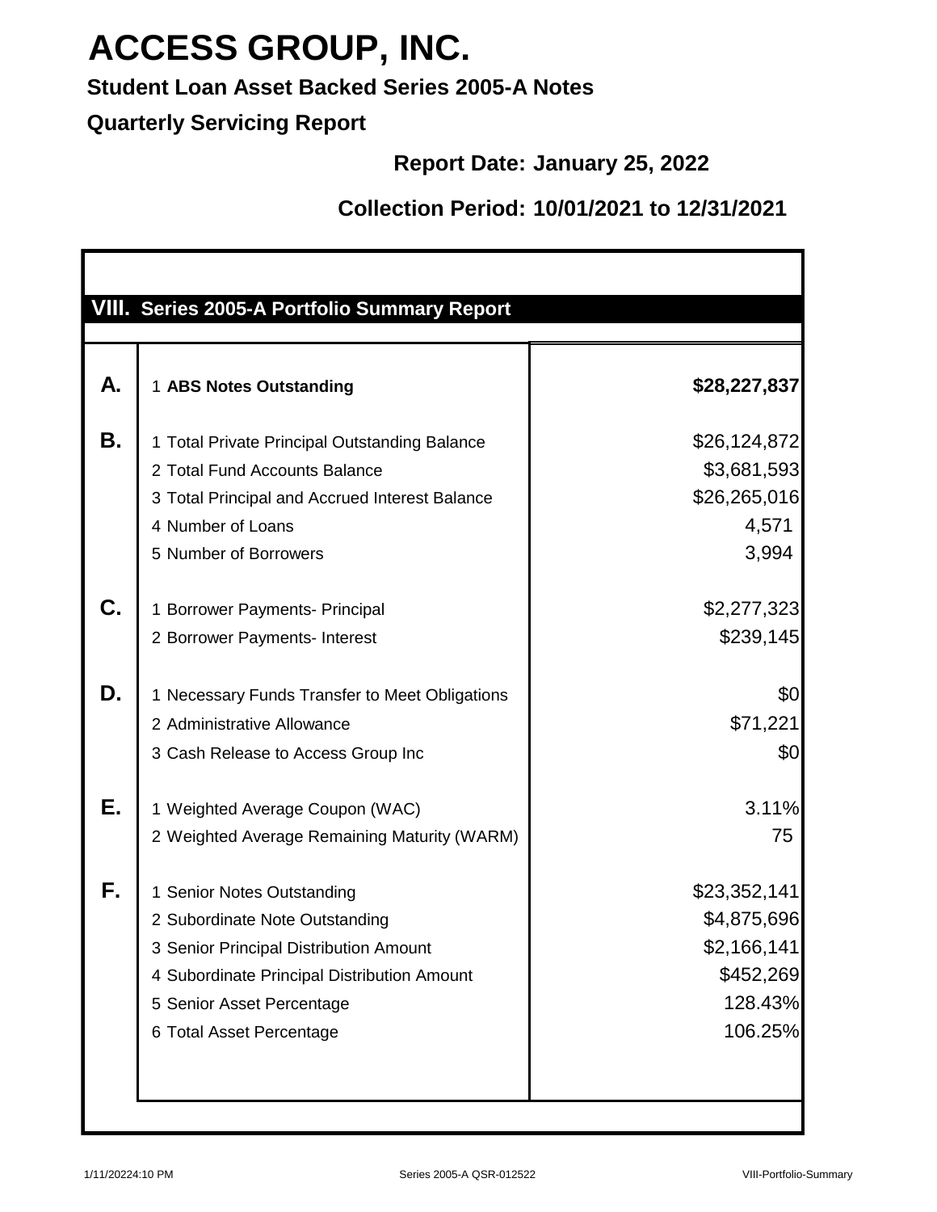# ACCESS GROUP, INC.

**Student Loan Asset Backed Series 2005-A Notes**

**Quarterly Servicing Report**

**Report Date: January 25, 2022**

**Collection Period: 10/01/2021 to 12/31/2021**

## VIII. Series 2005-A Portfolio Summary Report

| | | |
|---|---|---|
| **A.** | 1 **ABS Notes Outstanding** | **$28,227,837** |
| **B.** | 1 Total Private Principal Outstanding Balance | $26,124,872 |
| | 2 Total Fund Accounts Balance | $3,681,593 |
| | 3 Total Principal and Accrued Interest Balance | $26,265,016 |
| | 4 Number of Loans | 4,571 |
| | 5 Number of Borrowers | 3,994 |
| **C.** | 1 Borrower Payments- Principal | $2,277,323 |
| | 2 Borrower Payments- Interest | $239,145 |
| **D.** | 1 Necessary Funds Transfer to Meet Obligations | $0 |
| | 2 Administrative Allowance | $71,221 |
| | 3 Cash Release to Access Group Inc | $0 |
| **E.** | 1 Weighted Average Coupon (WAC) | 3.11% |
| | 2 Weighted Average Remaining Maturity (WARM) | 75 |
| **F.** | 1 Senior Notes Outstanding | $23,352,141 |
| | 2 Subordinate Note Outstanding | $4,875,696 |
| | 3 Senior Principal Distribution Amount | $2,166,141 |
| | 4 Subordinate Principal Distribution Amount | $452,269 |
| | 5 Senior Asset Percentage | 128.43% |
| | 6 Total Asset Percentage | 106.25% |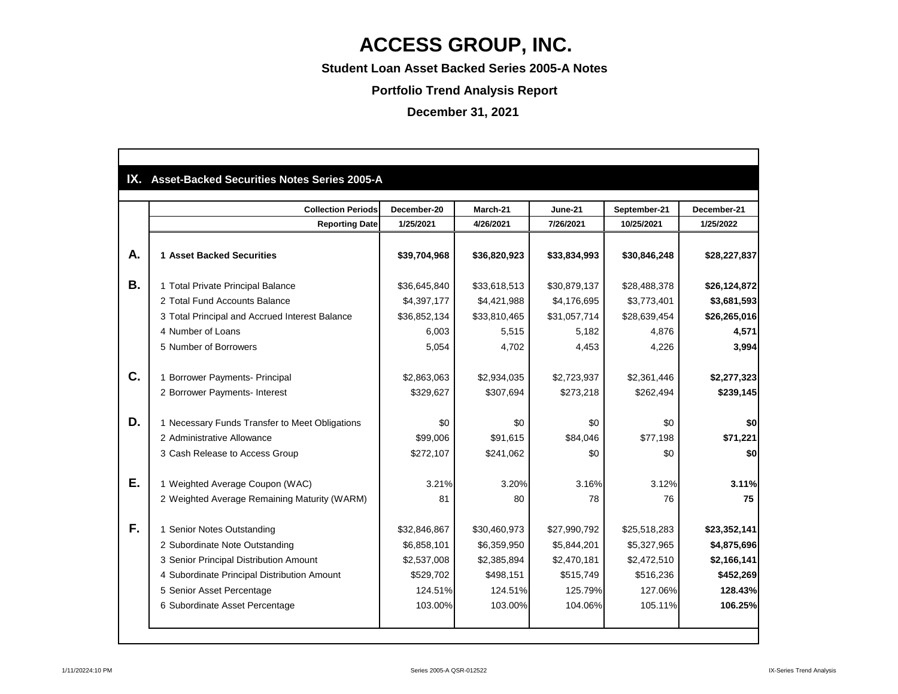# ACCESS GROUP, INC.

### Student Loan Asset Backed Series 2005-A Notes

### Portfolio Trend Analysis Report

### December 31, 2021

## IX. Asset-Backed Securities Notes Series 2005-A

| | Collection Periods | December-20 | March-21 | June-21 | September-21 | December-21 |
|---|---|---|---|---|---|---|
| | Reporting Date | 1/25/2021 | 4/26/2021 | 7/26/2021 | 10/25/2021 | 1/25/2022 |
| **A.** | **1 Asset Backed Securities** | **$39,704,968** | **$36,820,923** | **$33,834,993** | **$30,846,248** | **$28,227,837** |
| **B.** | 1 Total Private Principal Balance | $36,645,840 | $33,618,513 | $30,879,137 | $28,488,378 | **$26,124,872** |
| | 2 Total Fund Accounts Balance | $4,397,177 | $4,421,988 | $4,176,695 | $3,773,401 | **$3,681,593** |
| | 3 Total Principal and Accrued Interest Balance | $36,852,134 | $33,810,465 | $31,057,714 | $28,639,454 | **$26,265,016** |
| | 4 Number of Loans | 6,003 | 5,515 | 5,182 | 4,876 | **4,571** |
| | 5 Number of Borrowers | 5,054 | 4,702 | 4,453 | 4,226 | **3,994** |
| **C.** | 1 Borrower Payments- Principal | $2,863,063 | $2,934,035 | $2,723,937 | $2,361,446 | **$2,277,323** |
| | 2 Borrower Payments- Interest | $329,627 | $307,694 | $273,218 | $262,494 | **$239,145** |
| **D.** | 1 Necessary Funds Transfer to Meet Obligations | $0 | $0 | $0 | $0 | **$0** |
| | 2 Administrative Allowance | $99,006 | $91,615 | $84,046 | $77,198 | **$71,221** |
| | 3 Cash Release to Access Group | $272,107 | $241,062 | $0 | $0 | **$0** |
| **E.** | 1 Weighted Average Coupon (WAC) | 3.21% | 3.20% | 3.16% | 3.12% | **3.11%** |
| | 2 Weighted Average Remaining Maturity (WARM) | 81 | 80 | 78 | 76 | **75** |
| **F.** | 1 Senior Notes Outstanding | $32,846,867 | $30,460,973 | $27,990,792 | $25,518,283 | **$23,352,141** |
| | 2 Subordinate Note Outstanding | $6,858,101 | $6,359,950 | $5,844,201 | $5,327,965 | **$4,875,696** |
| | 3 Senior Principal Distribution Amount | $2,537,008 | $2,385,894 | $2,470,181 | $2,472,510 | **$2,166,141** |
| | 4 Subordinate Principal Distribution Amount | $529,702 | $498,151 | $515,749 | $516,236 | **$452,269** |
| | 5 Senior Asset Percentage | 124.51% | 124.51% | 125.79% | 127.06% | **128.43%** |
| | 6 Subordinate Asset Percentage | 103.00% | 103.00% | 104.06% | 105.11% | **106.25%** |